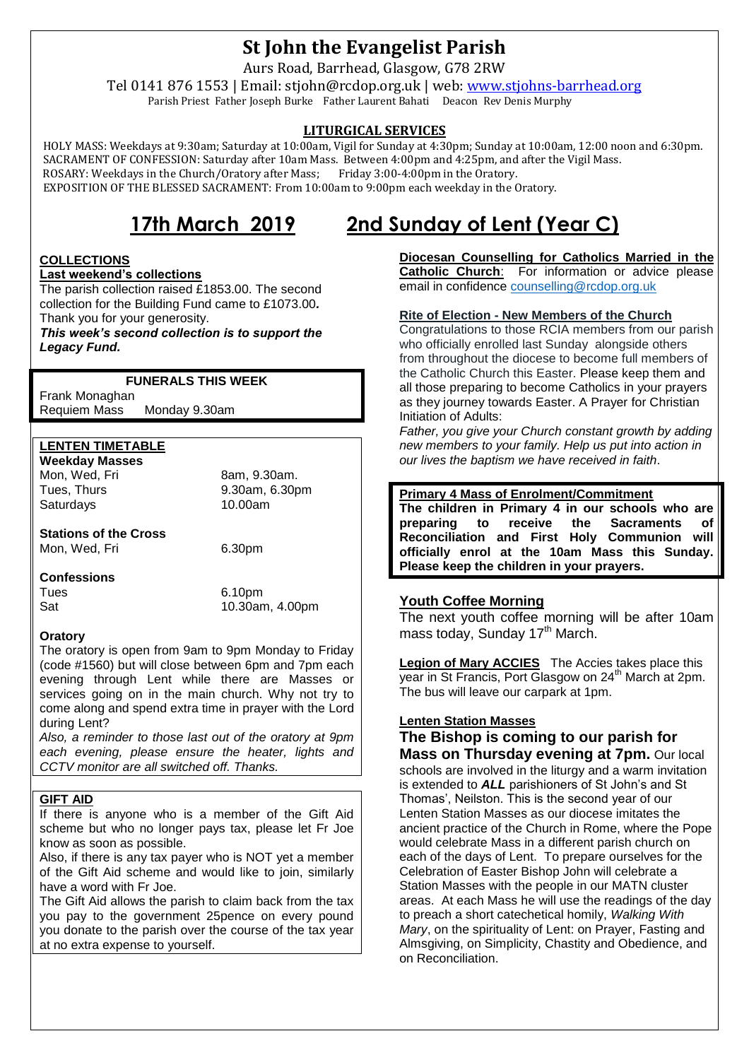# St John the Evangelist Parish

Aurs Road, Barrhead, Glasgow, G78 2RW

Tel 0141 876 1553 | Email: stjohn@rcdop.org.uk | web: www.stjohns-barrhead.org

Parish Priest Father Joseph Burke Father Laurent Bahati Deacon Rev Denis Murphy

**LITURGICAL SERVICES**

HOLY MASS: Weekdays at 9:30am; Saturday at 10:00am, Vigil for Sunday at 4:30pm; Sunday at 10:00am, 12:00 noon and 6:30pm.
SACRAMENT OF CONFESSION: Saturday after 10am Mass. Between 4:00pm and 4:25pm, and after the Vigil Mass.
ROSARY: Weekdays in the Church/Oratory after Mass; Friday 3:00-4:00pm in the Oratory.
EXPOSITION OF THE BLESSED SACRAMENT: From 10:00am to 9:00pm each weekday in the Oratory.

## 17th March 2019 — 2nd Sunday of Lent (Year C)

**COLLECTIONS**

**Last weekend's collections**

The parish collection raised £1853.00. The second collection for the Building Fund came to £1073.00. Thank you for your generosity.

***This week's second collection is to support the Legacy Fund.***

**FUNERALS THIS WEEK**

Frank Monaghan
Requiem Mass Monday 9.30am

**LENTEN TIMETABLE**

**Weekday Masses**

| | |
|---|---|
| Mon, Wed, Fri | 8am, 9.30am. |
| Tues, Thurs | 9.30am, 6.30pm |
| Saturdays | 10.00am |

**Stations of the Cross**

| | |
|---|---|
| Mon, Wed, Fri | 6.30pm |

**Confessions**

| | |
|---|---|
| Tues | 6.10pm |
| Sat | 10.30am, 4.00pm |

**Oratory**

The oratory is open from 9am to 9pm Monday to Friday (code #1560) but will close between 6pm and 7pm each evening through Lent while there are Masses or services going on in the main church. Why not try to come along and spend extra time in prayer with the Lord during Lent?

*Also, a reminder to those last out of the oratory at 9pm each evening, please ensure the heater, lights and CCTV monitor are all switched off. Thanks.*

**GIFT AID**

If there is anyone who is a member of the Gift Aid scheme but who no longer pays tax, please let Fr Joe know as soon as possible.

Also, if there is any tax payer who is NOT yet a member of the Gift Aid scheme and would like to join, similarly have a word with Fr Joe.

The Gift Aid allows the parish to claim back from the tax you pay to the government 25pence on every pound you donate to the parish over the course of the tax year at no extra expense to yourself.

**Diocesan Counselling for Catholics Married in the Catholic Church**: For information or advice please email in confidence counselling@rcdop.org.uk

**Rite of Election - New Members of the Church**

Congratulations to those RCIA members from our parish who officially enrolled last Sunday alongside others from throughout the diocese to become full members of the Catholic Church this Easter. Please keep them and all those preparing to become Catholics in your prayers as they journey towards Easter. A Prayer for Christian Initiation of Adults:

*Father, you give your Church constant growth by adding new members to your family. Help us put into action in our lives the baptism we have received in faith.*

**Primary 4 Mass of Enrolment/Commitment**

**The children in Primary 4 in our schools who are preparing to receive the Sacraments of Reconciliation and First Holy Communion will officially enrol at the 10am Mass this Sunday. Please keep the children in your prayers.**

**Youth Coffee Morning**

The next youth coffee morning will be after 10am mass today, Sunday 17th March.

**Legion of Mary ACCIES** The Accies takes place this year in St Francis, Port Glasgow on 24th March at 2pm. The bus will leave our carpark at 1pm.

**Lenten Station Masses**

**The Bishop is coming to our parish for Mass on Thursday evening at 7pm.** Our local schools are involved in the liturgy and a warm invitation is extended to ***ALL*** parishioners of St John's and St Thomas', Neilston. This is the second year of our Lenten Station Masses as our diocese imitates the ancient practice of the Church in Rome, where the Pope would celebrate Mass in a different parish church on each of the days of Lent. To prepare ourselves for the Celebration of Easter Bishop John will celebrate a Station Masses with the people in our MATN cluster areas. At each Mass he will use the readings of the day to preach a short catechetical homily, *Walking With Mary*, on the spirituality of Lent: on Prayer, Fasting and Almsgiving, on Simplicity, Chastity and Obedience, and on Reconciliation.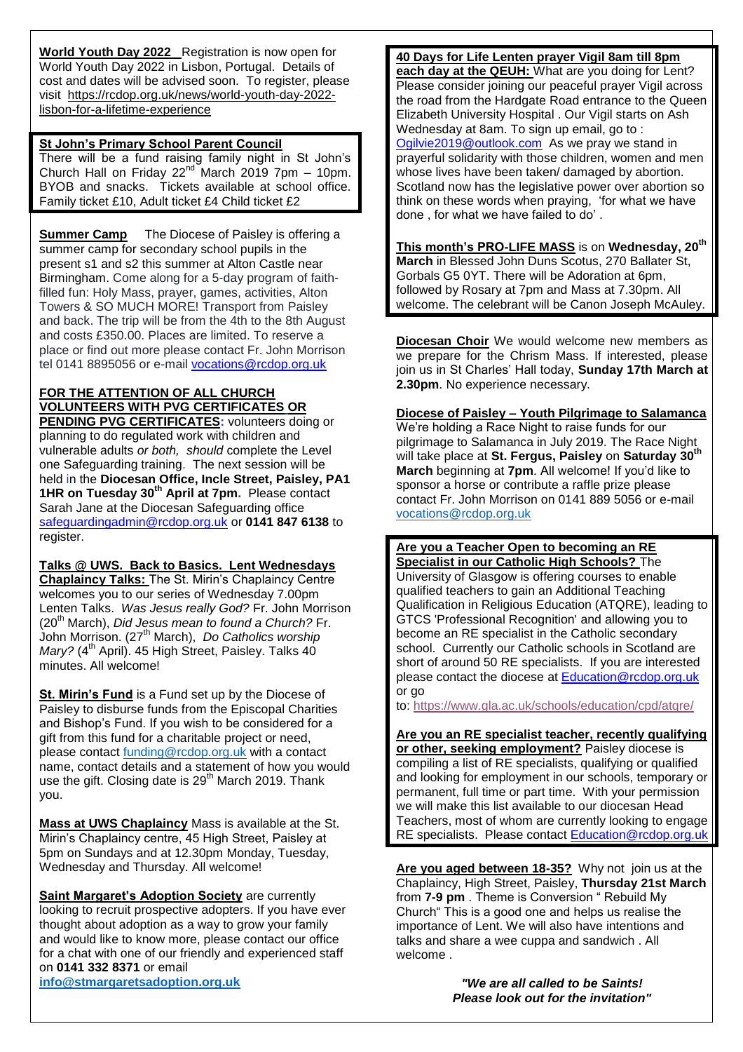**World Youth Day 2022** Registration is now open for World Youth Day 2022 in Lisbon, Portugal. Details of cost and dates will be advised soon. To register, please visit https://rcdop.org.uk/news/world-youth-day-2022-lisbon-for-a-lifetime-experience

**St John's Primary School Parent Council**
There will be a fund raising family night in St John's Church Hall on Friday 22nd March 2019 7pm – 10pm. BYOB and snacks. Tickets available at school office. Family ticket £10, Adult ticket £4 Child ticket £2

**Summer Camp** The Diocese of Paisley is offering a summer camp for secondary school pupils in the present s1 and s2 this summer at Alton Castle near Birmingham. Come along for a 5-day program of faith-filled fun: Holy Mass, prayer, games, activities, Alton Towers & SO MUCH MORE! Transport from Paisley and back. The trip will be from the 4th to the 8th August and costs £350.00. Places are limited. To reserve a place or find out more please contact Fr. John Morrison tel 0141 8895056 or e-mail vocations@rcdop.org.uk

**FOR THE ATTENTION OF ALL CHURCH VOLUNTEERS WITH PVG CERTIFICATES OR PENDING PVG CERTIFICATES:** volunteers doing or planning to do regulated work with children and vulnerable adults *or both, should* complete the Level one Safeguarding training. The next session will be held in the **Diocesan Office, Incle Street, Paisley, PA1 1HR on Tuesday 30th April at 7pm.** Please contact Sarah Jane at the Diocesan Safeguarding office safeguardingadmin@rcdop.org.uk or **0141 847 6138** to register.

**Talks @ UWS. Back to Basics. Lent Wednesdays Chaplaincy Talks:** The St. Mirin's Chaplaincy Centre welcomes you to our series of Wednesday 7.00pm Lenten Talks. *Was Jesus really God?* Fr. John Morrison (20th March), *Did Jesus mean to found a Church?* Fr. John Morrison. (27th March), *Do Catholics worship Mary?* (4th April). 45 High Street, Paisley. Talks 40 minutes. All welcome!

**St. Mirin's Fund** is a Fund set up by the Diocese of Paisley to disburse funds from the Episcopal Charities and Bishop's Fund. If you wish to be considered for a gift from this fund for a charitable project or need, please contact funding@rcdop.org.uk with a contact name, contact details and a statement of how you would use the gift. Closing date is 29th March 2019. Thank you.

**Mass at UWS Chaplaincy** Mass is available at the St. Mirin's Chaplaincy centre, 45 High Street, Paisley at 5pm on Sundays and at 12.30pm Monday, Tuesday, Wednesday and Thursday. All welcome!

**Saint Margaret's Adoption Society** are currently looking to recruit prospective adopters. If you have ever thought about adoption as a way to grow your family and would like to know more, please contact our office for a chat with one of our friendly and experienced staff on **0141 332 8371** or email **info@stmargaretsadoption.org.uk**

**40 Days for Life Lenten prayer Vigil 8am till 8pm each day at the QEUH:** What are you doing for Lent? Please consider joining our peaceful prayer Vigil across the road from the Hardgate Road entrance to the Queen Elizabeth University Hospital . Our Vigil starts on Ash Wednesday at 8am. To sign up email, go to : Ogilvie2019@outlook.com As we pray we stand in prayerful solidarity with those children, women and men whose lives have been taken/ damaged by abortion. Scotland now has the legislative power over abortion so think on these words when praying, 'for what we have done , for what we have failed to do' .

**This month's PRO-LIFE MASS** is on **Wednesday, 20th March** in Blessed John Duns Scotus, 270 Ballater St, Gorbals G5 0YT. There will be Adoration at 6pm, followed by Rosary at 7pm and Mass at 7.30pm. All welcome. The celebrant will be Canon Joseph McAuley.

**Diocesan Choir** We would welcome new members as we prepare for the Chrism Mass. If interested, please join us in St Charles' Hall today, **Sunday 17th March at 2.30pm**. No experience necessary.

**Diocese of Paisley – Youth Pilgrimage to Salamanca**
We're holding a Race Night to raise funds for our pilgrimage to Salamanca in July 2019. The Race Night will take place at **St. Fergus, Paisley** on **Saturday 30th March** beginning at **7pm**. All welcome! If you'd like to sponsor a horse or contribute a raffle prize please contact Fr. John Morrison on 0141 889 5056 or e-mail vocations@rcdop.org.uk

**Are you a Teacher Open to becoming an RE Specialist in our Catholic High Schools?** The University of Glasgow is offering courses to enable qualified teachers to gain an Additional Teaching Qualification in Religious Education (ATQRE), leading to GTCS 'Professional Recognition' and allowing you to become an RE specialist in the Catholic secondary school. Currently our Catholic schools in Scotland are short of around 50 RE specialists. If you are interested please contact the diocese at Education@rcdop.org.uk or go to: https://www.gla.ac.uk/schools/education/cpd/atqre/

**Are you an RE specialist teacher, recently qualifying or other, seeking employment?** Paisley diocese is compiling a list of RE specialists, qualifying or qualified and looking for employment in our schools, temporary or permanent, full time or part time. With your permission we will make this list available to our diocesan Head Teachers, most of whom are currently looking to engage RE specialists. Please contact Education@rcdop.org.uk

**Are you aged between 18-35?** Why not join us at the Chaplaincy, High Street, Paisley, **Thursday 21st March** from **7-9 pm** . Theme is Conversion " Rebuild My Church" This is a good one and helps us realise the importance of Lent. We will also have intentions and talks and share a wee cuppa and sandwich . All welcome .

***"We are all called to be Saints! Please look out for the invitation"***